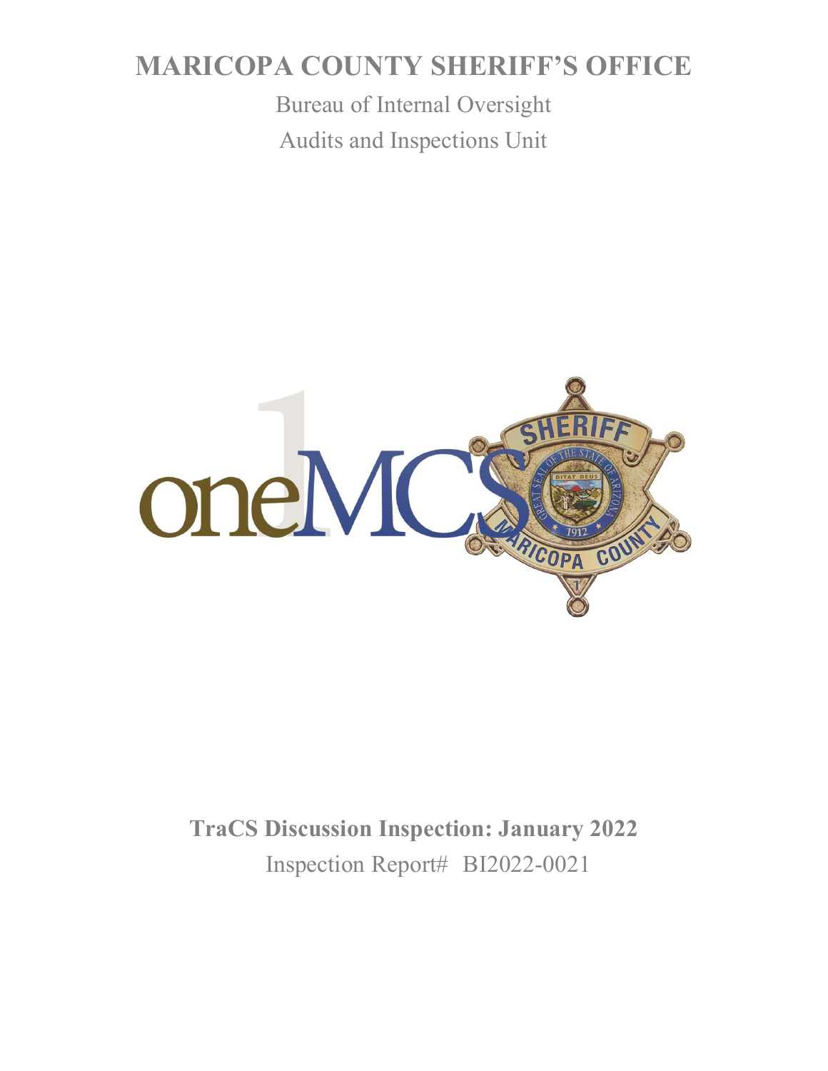# MARICOPA COUNTY SHERIFF'S OFFICE

Bureau of Internal Oversight

Audits and Inspections Unit

**TraCS Discussion Inspection: January 2022**

Inspection Report# BI2022-0021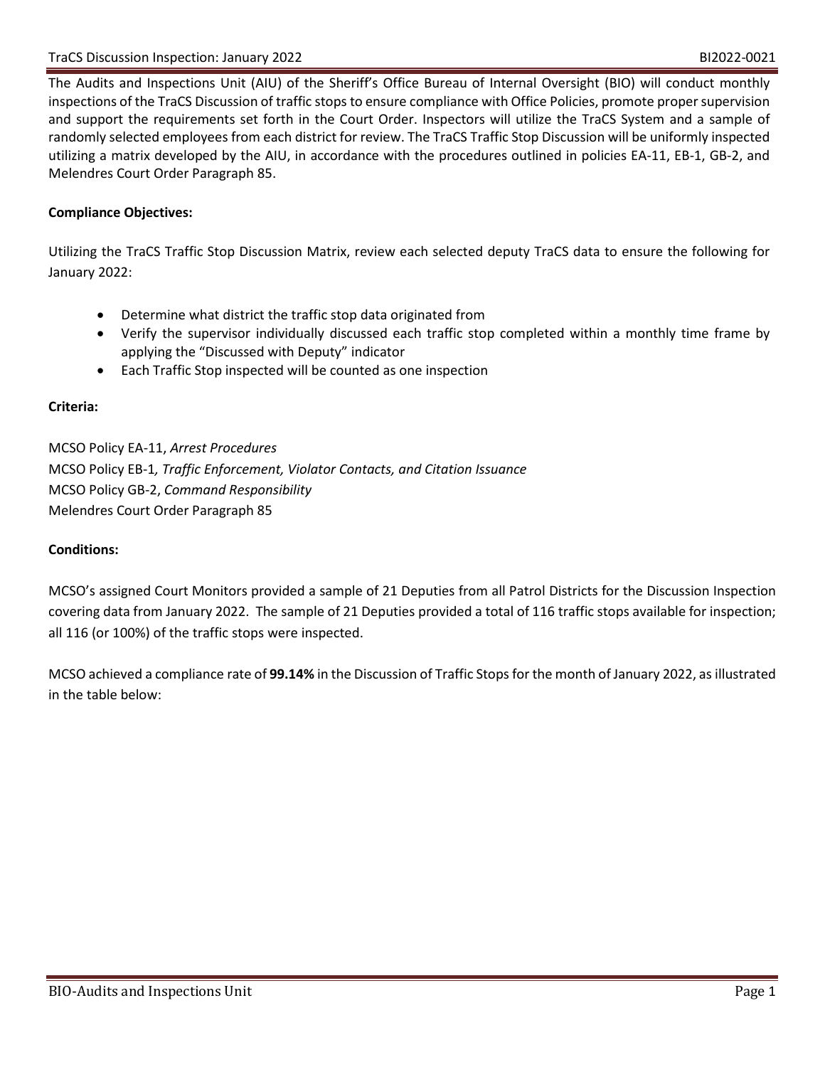The Audits and Inspections Unit (AIU) of the Sheriff's Office Bureau of Internal Oversight (BIO) will conduct monthly inspections of the TraCS Discussion of traffic stops to ensure compliance with Office Policies, promote proper supervision and support the requirements set forth in the Court Order. Inspectors will utilize the TraCS System and a sample of randomly selected employees from each district for review. The TraCS Traffic Stop Discussion will be uniformly inspected utilizing a matrix developed by the AIU, in accordance with the procedures outlined in policies EA-11, EB-1, GB-2, and Melendres Court Order Paragraph 85.

**Compliance Objectives:**

Utilizing the TraCS Traffic Stop Discussion Matrix, review each selected deputy TraCS data to ensure the following for January 2022:

- Determine what district the traffic stop data originated from
- Verify the supervisor individually discussed each traffic stop completed within a monthly time frame by applying the "Discussed with Deputy" indicator
- Each Traffic Stop inspected will be counted as one inspection

**Criteria:**

MCSO Policy EA-11, *Arrest Procedures*
MCSO Policy EB-1*, Traffic Enforcement, Violator Contacts, and Citation Issuance*
MCSO Policy GB-2, *Command Responsibility*
Melendres Court Order Paragraph 85

**Conditions:**

MCSO's assigned Court Monitors provided a sample of 21 Deputies from all Patrol Districts for the Discussion Inspection covering data from January 2022. The sample of 21 Deputies provided a total of 116 traffic stops available for inspection; all 116 (or 100%) of the traffic stops were inspected.

MCSO achieved a compliance rate of **99.14%** in the Discussion of Traffic Stops for the month of January 2022, as illustrated in the table below: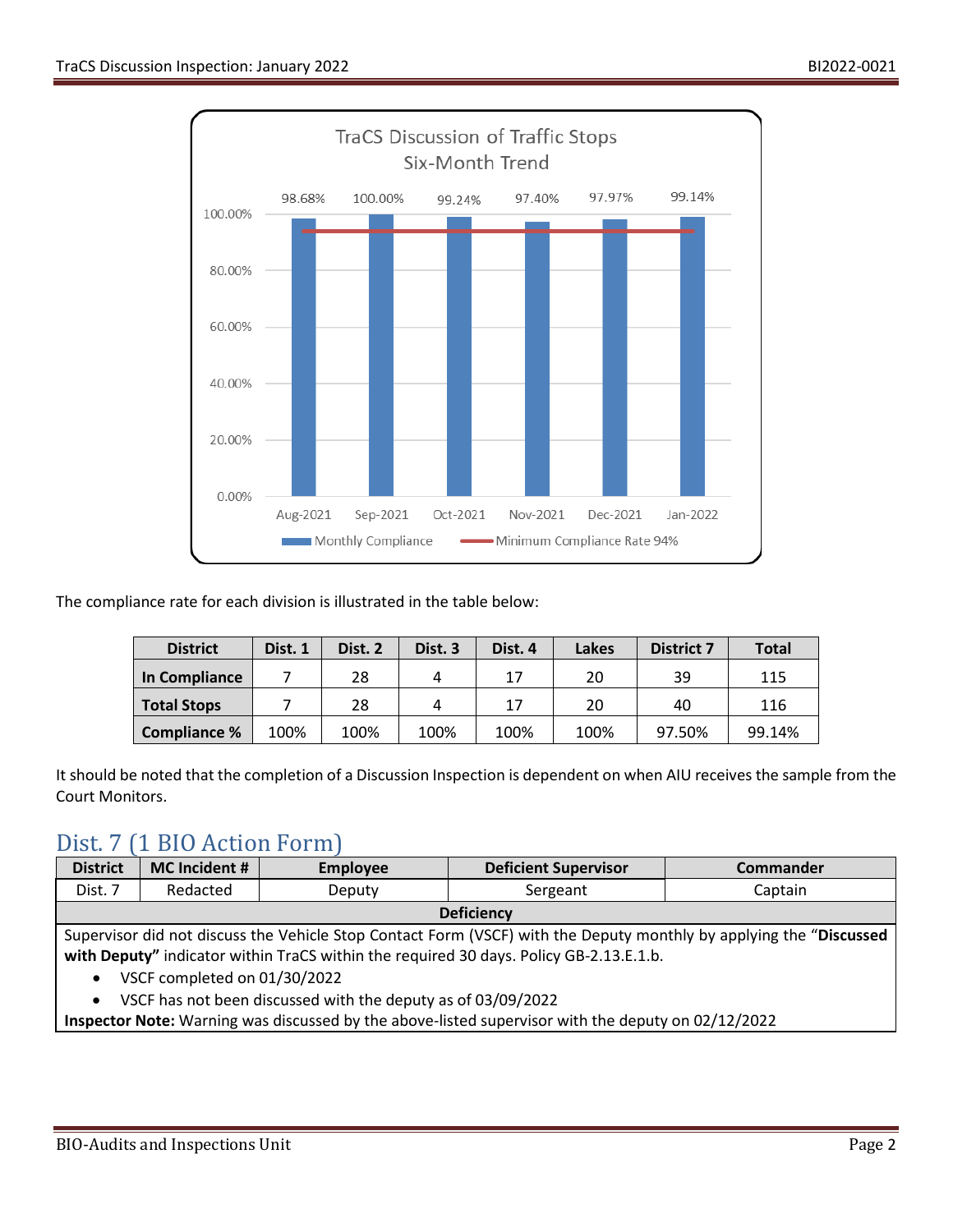TraCS Discussion of Traffic Stops
Six-Month Trend

| Month | Monthly Compliance | Minimum Compliance Rate 94% |
|---|---|---|
| Aug-2021 | 98.68% | 94% |
| Sep-2021 | 100.00% | 94% |
| Oct-2021 | 99.24% | 94% |
| Nov-2021 | 97.40% | 94% |
| Dec-2021 | 97.97% | 94% |
| Jan-2022 | 99.14% | 94% |

The compliance rate for each division is illustrated in the table below:

| District | Dist. 1 | Dist. 2 | Dist. 3 | Dist. 4 | Lakes | District 7 | Total |
|---|---|---|---|---|---|---|---|
| **In Compliance** | 7 | 28 | 4 | 17 | 20 | 39 | 115 |
| **Total Stops** | 7 | 28 | 4 | 17 | 20 | 40 | 116 |
| **Compliance %** | 100% | 100% | 100% | 100% | 100% | 97.50% | 99.14% |

It should be noted that the completion of a Discussion Inspection is dependent on when AIU receives the sample from the Court Monitors.

## Dist. 7 (1 BIO Action Form)

| District | MC Incident # | Employee | Deficient Supervisor | Commander |
|---|---|---|---|---|
| Dist. 7 | Redacted | Deputy | Sergeant | Captain |

**Deficiency**

Supervisor did not discuss the Vehicle Stop Contact Form (VSCF) with the Deputy monthly by applying the "**Discussed with Deputy"** indicator within TraCS within the required 30 days. Policy GB-2.13.E.1.b.

- VSCF completed on 01/30/2022
- VSCF has not been discussed with the deputy as of 03/09/2022

**Inspector Note:** Warning was discussed by the above-listed supervisor with the deputy on 02/12/2022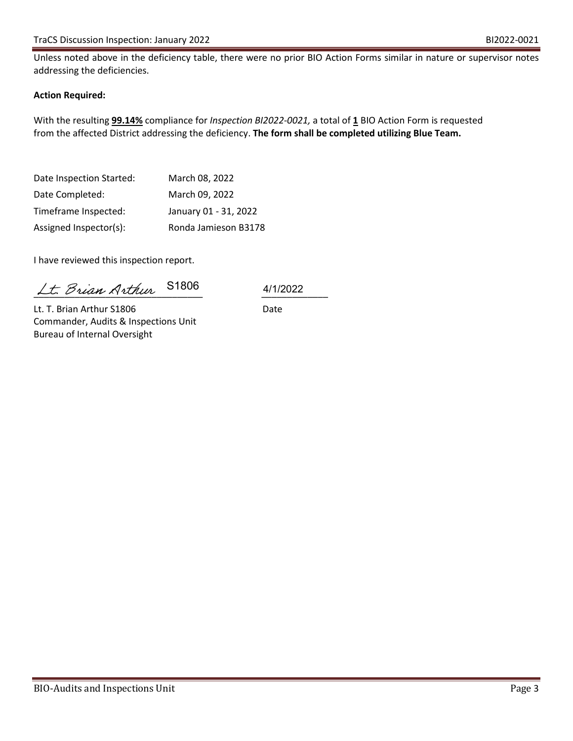Unless noted above in the deficiency table, there were no prior BIO Action Forms similar in nature or supervisor notes addressing the deficiencies.

**Action Required:**

With the resulting **99.14%** compliance for *Inspection BI2022-0021,* a total of **1** BIO Action Form is requested from the affected District addressing the deficiency. **The form shall be completed utilizing Blue Team.**

| | |
|---|---|
| Date Inspection Started: | March 08, 2022 |
| Date Completed: | March 09, 2022 |
| Timeframe Inspected: | January 01 - 31, 2022 |
| Assigned Inspector(s): | Ronda Jamieson B3178 |

I have reviewed this inspection report.

Lt. Brian Arthur S1806 &nbsp;&nbsp;&nbsp;&nbsp; 4/1/2022

Lt. T. Brian Arthur S1806 &nbsp;&nbsp;&nbsp;&nbsp; Date
Commander, Audits & Inspections Unit
Bureau of Internal Oversight